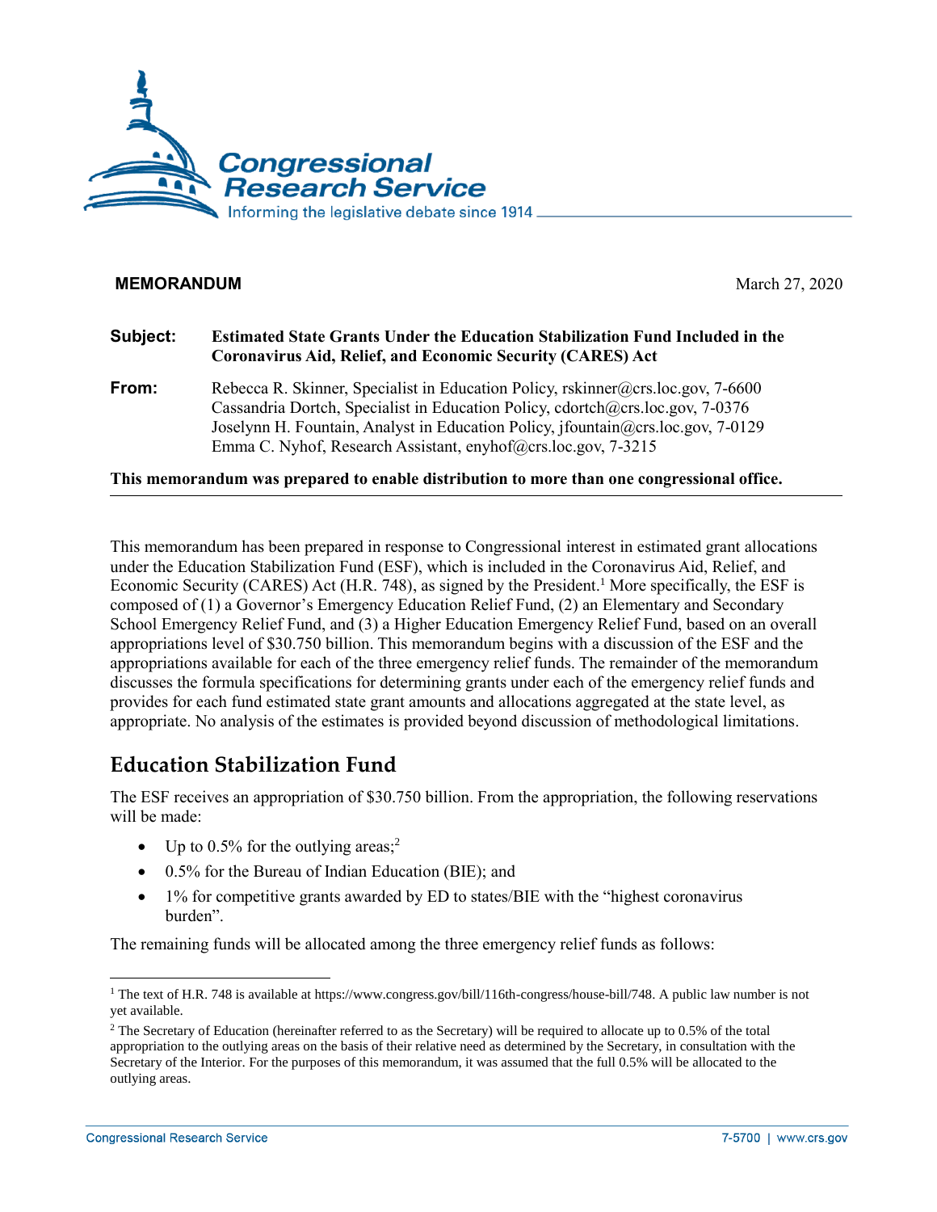**MEMORANDUM** March 27, 2020

**Subject:** **Estimated State Grants Under the Education Stabilization Fund Included in the Coronavirus Aid, Relief, and Economic Security (CARES) Act**

**From:** Rebecca R. Skinner, Specialist in Education Policy, rskinner@crs.loc.gov, 7-6600
Cassandria Dortch, Specialist in Education Policy, cdortch@crs.loc.gov, 7-0376
Joselynn H. Fountain, Analyst in Education Policy, jfountain@crs.loc.gov, 7-0129
Emma C. Nyhof, Research Assistant, enyhof@crs.loc.gov, 7-3215

**This memorandum was prepared to enable distribution to more than one congressional office.**

---

This memorandum has been prepared in response to Congressional interest in estimated grant allocations under the Education Stabilization Fund (ESF), which is included in the Coronavirus Aid, Relief, and Economic Security (CARES) Act (H.R. 748), as signed by the President.[1] More specifically, the ESF is composed of (1) a Governor's Emergency Education Relief Fund, (2) an Elementary and Secondary School Emergency Relief Fund, and (3) a Higher Education Emergency Relief Fund, based on an overall appropriations level of $30.750 billion. This memorandum begins with a discussion of the ESF and the appropriations available for each of the three emergency relief funds. The remainder of the memorandum discusses the formula specifications for determining grants under each of the emergency relief funds and provides for each fund estimated state grant amounts and allocations aggregated at the state level, as appropriate. No analysis of the estimates is provided beyond discussion of methodological limitations.

## Education Stabilization Fund

The ESF receives an appropriation of $30.750 billion. From the appropriation, the following reservations will be made:

- Up to 0.5% for the outlying areas;[2]
- 0.5% for the Bureau of Indian Education (BIE); and
- 1% for competitive grants awarded by ED to states/BIE with the "highest coronavirus burden".

The remaining funds will be allocated among the three emergency relief funds as follows:

---

[1] The text of H.R. 748 is available at https://www.congress.gov/bill/116th-congress/house-bill/748. A public law number is not yet available.

[2] The Secretary of Education (hereinafter referred to as the Secretary) will be required to allocate up to 0.5% of the total appropriation to the outlying areas on the basis of their relative need as determined by the Secretary, in consultation with the Secretary of the Interior. For the purposes of this memorandum, it was assumed that the full 0.5% will be allocated to the outlying areas.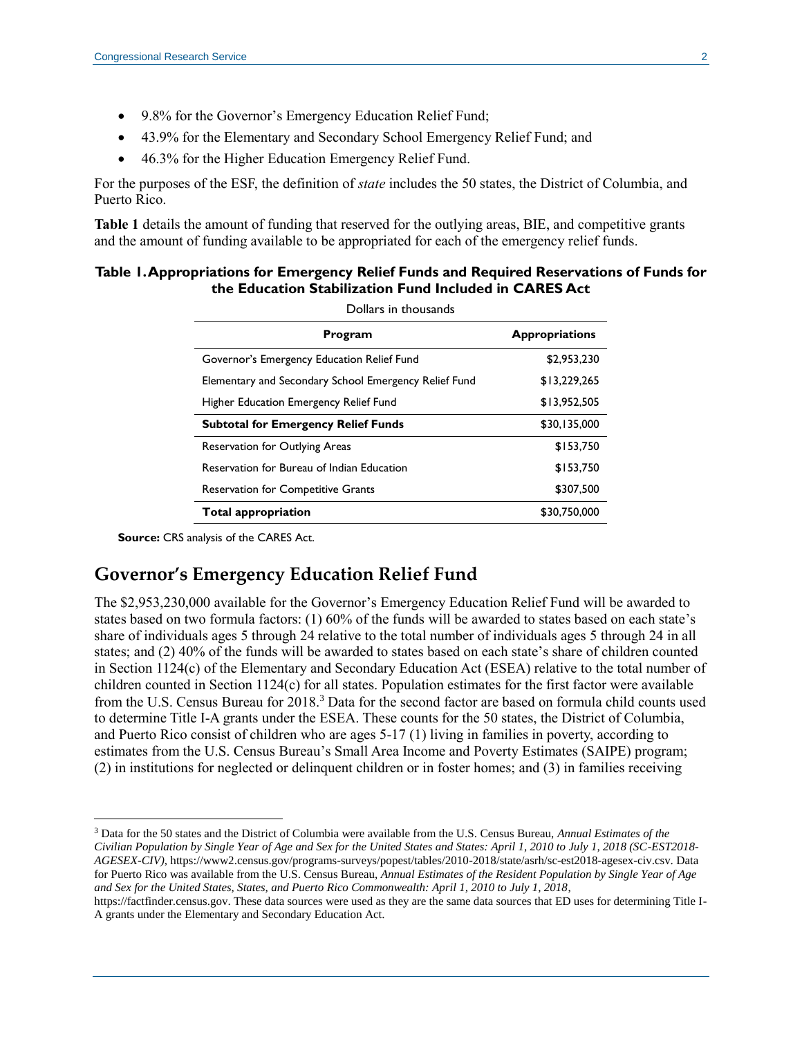- 9.8% for the Governor's Emergency Education Relief Fund;
- 43.9% for the Elementary and Secondary School Emergency Relief Fund; and
- 46.3% for the Higher Education Emergency Relief Fund.

For the purposes of the ESF, the definition of *state* includes the 50 states, the District of Columbia, and Puerto Rico.

**Table 1** details the amount of funding that reserved for the outlying areas, BIE, and competitive grants and the amount of funding available to be appropriated for each of the emergency relief funds.

**Table 1. Appropriations for Emergency Relief Funds and Required Reservations of Funds for the Education Stabilization Fund Included in CARES Act**

Dollars in thousands

| Program | Appropriations |
|---|---|
| Governor's Emergency Education Relief Fund | $2,953,230 |
| Elementary and Secondary School Emergency Relief Fund | $13,229,265 |
| Higher Education Emergency Relief Fund | $13,952,505 |
| **Subtotal for Emergency Relief Funds** | $30,135,000 |
| Reservation for Outlying Areas | $153,750 |
| Reservation for Bureau of Indian Education | $153,750 |
| Reservation for Competitive Grants | $307,500 |
| **Total appropriation** | $30,750,000 |

**Source:** CRS analysis of the CARES Act.

## Governor's Emergency Education Relief Fund

The $2,953,230,000 available for the Governor's Emergency Education Relief Fund will be awarded to states based on two formula factors: (1) 60% of the funds will be awarded to states based on each state's share of individuals ages 5 through 24 relative to the total number of individuals ages 5 through 24 in all states; and (2) 40% of the funds will be awarded to states based on each state's share of children counted in Section 1124(c) of the Elementary and Secondary Education Act (ESEA) relative to the total number of children counted in Section 1124(c) for all states. Population estimates for the first factor were available from the U.S. Census Bureau for 2018.[3] Data for the second factor are based on formula child counts used to determine Title I-A grants under the ESEA. These counts for the 50 states, the District of Columbia, and Puerto Rico consist of children who are ages 5-17 (1) living in families in poverty, according to estimates from the U.S. Census Bureau's Small Area Income and Poverty Estimates (SAIPE) program; (2) in institutions for neglected or delinquent children or in foster homes; and (3) in families receiving

[3] Data for the 50 states and the District of Columbia were available from the U.S. Census Bureau, *Annual Estimates of the Civilian Population by Single Year of Age and Sex for the United States and States: April 1, 2010 to July 1, 2018 (SC-EST2018-AGESEX-CIV)*, https://www2.census.gov/programs-surveys/popest/tables/2010-2018/state/asrh/sc-est2018-agesex-civ.csv. Data for Puerto Rico was available from the U.S. Census Bureau, *Annual Estimates of the Resident Population by Single Year of Age and Sex for the United States, States, and Puerto Rico Commonwealth: April 1, 2010 to July 1, 2018*, https://factfinder.census.gov. These data sources were used as they are the same data sources that ED uses for determining Title I-A grants under the Elementary and Secondary Education Act.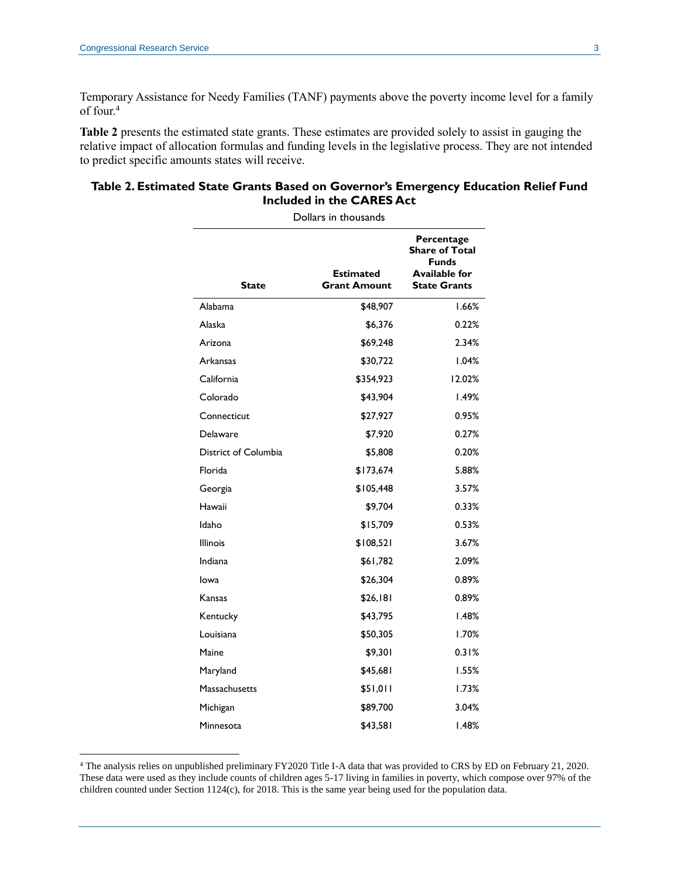Temporary Assistance for Needy Families (TANF) payments above the poverty income level for a family of four.[4]

**Table 2** presents the estimated state grants. These estimates are provided solely to assist in gauging the relative impact of allocation formulas and funding levels in the legislative process. They are not intended to predict specific amounts states will receive.

**Table 2. Estimated State Grants Based on Governor's Emergency Education Relief Fund Included in the CARES Act**

Dollars in thousands

| State | Estimated Grant Amount | Percentage Share of Total Funds Available for State Grants |
|---|---:|---:|
| Alabama | $48,907 | 1.66% |
| Alaska | $6,376 | 0.22% |
| Arizona | $69,248 | 2.34% |
| Arkansas | $30,722 | 1.04% |
| California | $354,923 | 12.02% |
| Colorado | $43,904 | 1.49% |
| Connecticut | $27,927 | 0.95% |
| Delaware | $7,920 | 0.27% |
| District of Columbia | $5,808 | 0.20% |
| Florida | $173,674 | 5.88% |
| Georgia | $105,448 | 3.57% |
| Hawaii | $9,704 | 0.33% |
| Idaho | $15,709 | 0.53% |
| Illinois | $108,521 | 3.67% |
| Indiana | $61,782 | 2.09% |
| Iowa | $26,304 | 0.89% |
| Kansas | $26,181 | 0.89% |
| Kentucky | $43,795 | 1.48% |
| Louisiana | $50,305 | 1.70% |
| Maine | $9,301 | 0.31% |
| Maryland | $45,681 | 1.55% |
| Massachusetts | $51,011 | 1.73% |
| Michigan | $89,700 | 3.04% |
| Minnesota | $43,581 | 1.48% |

[4] The analysis relies on unpublished preliminary FY2020 Title I-A data that was provided to CRS by ED on February 21, 2020. These data were used as they include counts of children ages 5-17 living in families in poverty, which compose over 97% of the children counted under Section 1124(c), for 2018. This is the same year being used for the population data.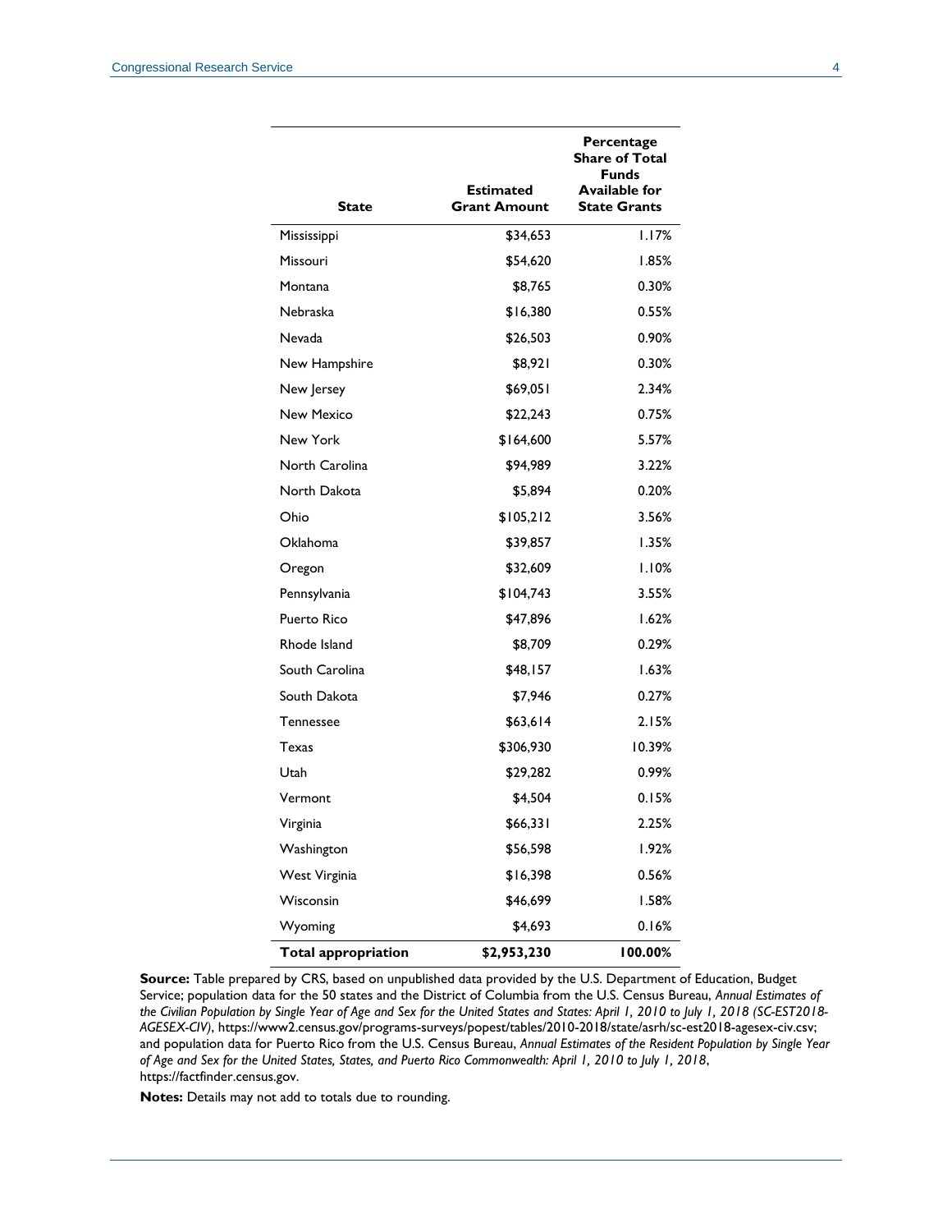| State | Estimated Grant Amount | Percentage Share of Total Funds Available for State Grants |
|---|---|---|
| Mississippi | $34,653 | 1.17% |
| Missouri | $54,620 | 1.85% |
| Montana | $8,765 | 0.30% |
| Nebraska | $16,380 | 0.55% |
| Nevada | $26,503 | 0.90% |
| New Hampshire | $8,921 | 0.30% |
| New Jersey | $69,051 | 2.34% |
| New Mexico | $22,243 | 0.75% |
| New York | $164,600 | 5.57% |
| North Carolina | $94,989 | 3.22% |
| North Dakota | $5,894 | 0.20% |
| Ohio | $105,212 | 3.56% |
| Oklahoma | $39,857 | 1.35% |
| Oregon | $32,609 | 1.10% |
| Pennsylvania | $104,743 | 3.55% |
| Puerto Rico | $47,896 | 1.62% |
| Rhode Island | $8,709 | 0.29% |
| South Carolina | $48,157 | 1.63% |
| South Dakota | $7,946 | 0.27% |
| Tennessee | $63,614 | 2.15% |
| Texas | $306,930 | 10.39% |
| Utah | $29,282 | 0.99% |
| Vermont | $4,504 | 0.15% |
| Virginia | $66,331 | 2.25% |
| Washington | $56,598 | 1.92% |
| West Virginia | $16,398 | 0.56% |
| Wisconsin | $46,699 | 1.58% |
| Wyoming | $4,693 | 0.16% |
| **Total appropriation** | **$2,953,230** | **100.00%** |

**Source:** Table prepared by CRS, based on unpublished data provided by the U.S. Department of Education, Budget Service; population data for the 50 states and the District of Columbia from the U.S. Census Bureau, *Annual Estimates of the Civilian Population by Single Year of Age and Sex for the United States and States: April 1, 2010 to July 1, 2018 (SC-EST2018-AGESEX-CIV)*, https://www2.census.gov/programs-surveys/popest/tables/2010-2018/state/asrh/sc-est2018-agesex-civ.csv; and population data for Puerto Rico from the U.S. Census Bureau, *Annual Estimates of the Resident Population by Single Year of Age and Sex for the United States, States, and Puerto Rico Commonwealth: April 1, 2010 to July 1, 2018*, https://factfinder.census.gov.

**Notes:** Details may not add to totals due to rounding.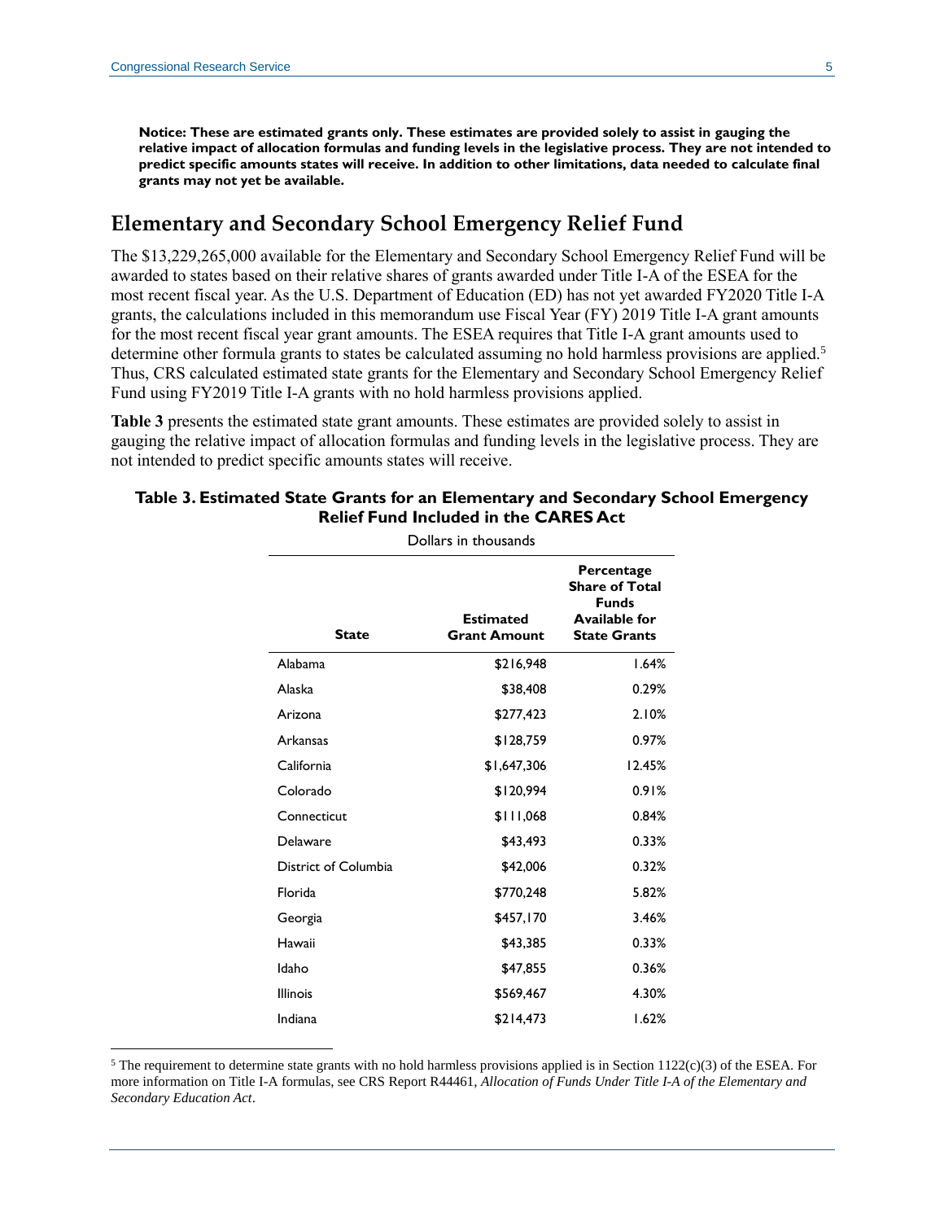**Notice: These are estimated grants only. These estimates are provided solely to assist in gauging the relative impact of allocation formulas and funding levels in the legislative process. They are not intended to predict specific amounts states will receive. In addition to other limitations, data needed to calculate final grants may not yet be available.**

## Elementary and Secondary School Emergency Relief Fund

The $13,229,265,000 available for the Elementary and Secondary School Emergency Relief Fund will be awarded to states based on their relative shares of grants awarded under Title I-A of the ESEA for the most recent fiscal year. As the U.S. Department of Education (ED) has not yet awarded FY2020 Title I-A grants, the calculations included in this memorandum use Fiscal Year (FY) 2019 Title I-A grant amounts for the most recent fiscal year grant amounts. The ESEA requires that Title I-A grant amounts used to determine other formula grants to states be calculated assuming no hold harmless provisions are applied.[5] Thus, CRS calculated estimated state grants for the Elementary and Secondary School Emergency Relief Fund using FY2019 Title I-A grants with no hold harmless provisions applied.

**Table 3** presents the estimated state grant amounts. These estimates are provided solely to assist in gauging the relative impact of allocation formulas and funding levels in the legislative process. They are not intended to predict specific amounts states will receive.

**Table 3. Estimated State Grants for an Elementary and Secondary School Emergency Relief Fund Included in the CARES Act**

Dollars in thousands

| State | Estimated Grant Amount | Percentage Share of Total Funds Available for State Grants |
|---|---|---|
| Alabama | $216,948 | 1.64% |
| Alaska | $38,408 | 0.29% |
| Arizona | $277,423 | 2.10% |
| Arkansas | $128,759 | 0.97% |
| California | $1,647,306 | 12.45% |
| Colorado | $120,994 | 0.91% |
| Connecticut | $111,068 | 0.84% |
| Delaware | $43,493 | 0.33% |
| District of Columbia | $42,006 | 0.32% |
| Florida | $770,248 | 5.82% |
| Georgia | $457,170 | 3.46% |
| Hawaii | $43,385 | 0.33% |
| Idaho | $47,855 | 0.36% |
| Illinois | $569,467 | 4.30% |
| Indiana | $214,473 | 1.62% |

[5] The requirement to determine state grants with no hold harmless provisions applied is in Section 1122(c)(3) of the ESEA. For more information on Title I-A formulas, see CRS Report R44461, *Allocation of Funds Under Title I-A of the Elementary and Secondary Education Act*.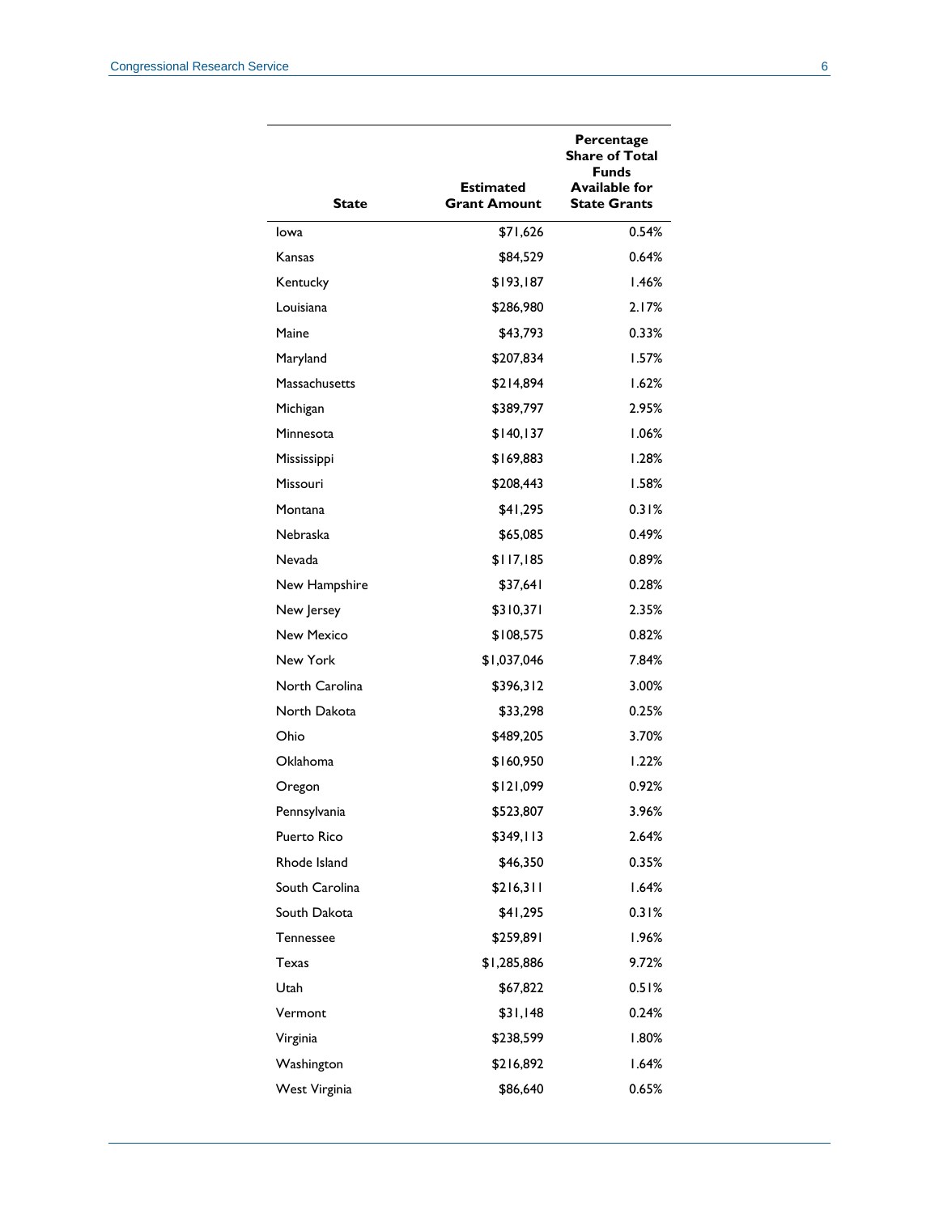| State | Estimated Grant Amount | Percentage Share of Total Funds Available for State Grants |
|---|---:|---:|
| Iowa | $71,626 | 0.54% |
| Kansas | $84,529 | 0.64% |
| Kentucky | $193,187 | 1.46% |
| Louisiana | $286,980 | 2.17% |
| Maine | $43,793 | 0.33% |
| Maryland | $207,834 | 1.57% |
| Massachusetts | $214,894 | 1.62% |
| Michigan | $389,797 | 2.95% |
| Minnesota | $140,137 | 1.06% |
| Mississippi | $169,883 | 1.28% |
| Missouri | $208,443 | 1.58% |
| Montana | $41,295 | 0.31% |
| Nebraska | $65,085 | 0.49% |
| Nevada | $117,185 | 0.89% |
| New Hampshire | $37,641 | 0.28% |
| New Jersey | $310,371 | 2.35% |
| New Mexico | $108,575 | 0.82% |
| New York | $1,037,046 | 7.84% |
| North Carolina | $396,312 | 3.00% |
| North Dakota | $33,298 | 0.25% |
| Ohio | $489,205 | 3.70% |
| Oklahoma | $160,950 | 1.22% |
| Oregon | $121,099 | 0.92% |
| Pennsylvania | $523,807 | 3.96% |
| Puerto Rico | $349,113 | 2.64% |
| Rhode Island | $46,350 | 0.35% |
| South Carolina | $216,311 | 1.64% |
| South Dakota | $41,295 | 0.31% |
| Tennessee | $259,891 | 1.96% |
| Texas | $1,285,886 | 9.72% |
| Utah | $67,822 | 0.51% |
| Vermont | $31,148 | 0.24% |
| Virginia | $238,599 | 1.80% |
| Washington | $216,892 | 1.64% |
| West Virginia | $86,640 | 0.65% |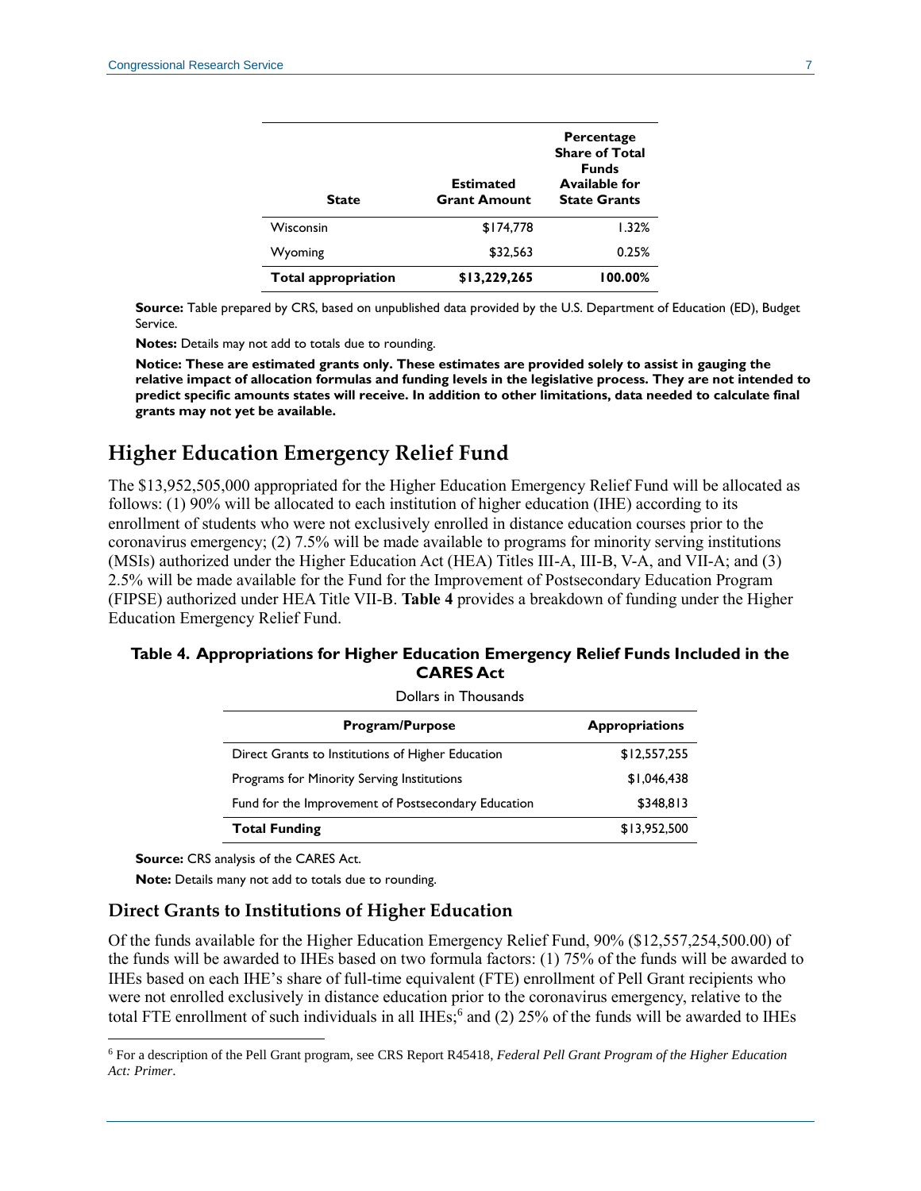| State | Estimated Grant Amount | Percentage Share of Total Funds Available for State Grants |
|---|---|---|
| Wisconsin | $174,778 | 1.32% |
| Wyoming | $32,563 | 0.25% |
| **Total appropriation** | **$13,229,265** | **100.00%** |

**Source:** Table prepared by CRS, based on unpublished data provided by the U.S. Department of Education (ED), Budget Service.

**Notes:** Details may not add to totals due to rounding.

**Notice: These are estimated grants only. These estimates are provided solely to assist in gauging the relative impact of allocation formulas and funding levels in the legislative process. They are not intended to predict specific amounts states will receive. In addition to other limitations, data needed to calculate final grants may not yet be available.**

## Higher Education Emergency Relief Fund

The $13,952,505,000 appropriated for the Higher Education Emergency Relief Fund will be allocated as follows: (1) 90% will be allocated to each institution of higher education (IHE) according to its enrollment of students who were not exclusively enrolled in distance education courses prior to the coronavirus emergency; (2) 7.5% will be made available to programs for minority serving institutions (MSIs) authorized under the Higher Education Act (HEA) Titles III-A, III-B, V-A, and VII-A; and (3) 2.5% will be made available for the Fund for the Improvement of Postsecondary Education Program (FIPSE) authorized under HEA Title VII-B. **Table 4** provides a breakdown of funding under the Higher Education Emergency Relief Fund.

**Table 4. Appropriations for Higher Education Emergency Relief Funds Included in the CARES Act**

Dollars in Thousands

| Program/Purpose | Appropriations |
|---|---|
| Direct Grants to Institutions of Higher Education | $12,557,255 |
| Programs for Minority Serving Institutions | $1,046,438 |
| Fund for the Improvement of Postsecondary Education | $348,813 |
| **Total Funding** | $13,952,500 |

**Source:** CRS analysis of the CARES Act.

**Note:** Details many not add to totals due to rounding.

### Direct Grants to Institutions of Higher Education

Of the funds available for the Higher Education Emergency Relief Fund, 90% ($12,557,254,500.00) of the funds will be awarded to IHEs based on two formula factors: (1) 75% of the funds will be awarded to IHEs based on each IHE's share of full-time equivalent (FTE) enrollment of Pell Grant recipients who were not enrolled exclusively in distance education prior to the coronavirus emergency, relative to the total FTE enrollment of such individuals in all IHEs;[6] and (2) 25% of the funds will be awarded to IHEs

[6] For a description of the Pell Grant program, see CRS Report R45418, *Federal Pell Grant Program of the Higher Education Act: Primer*.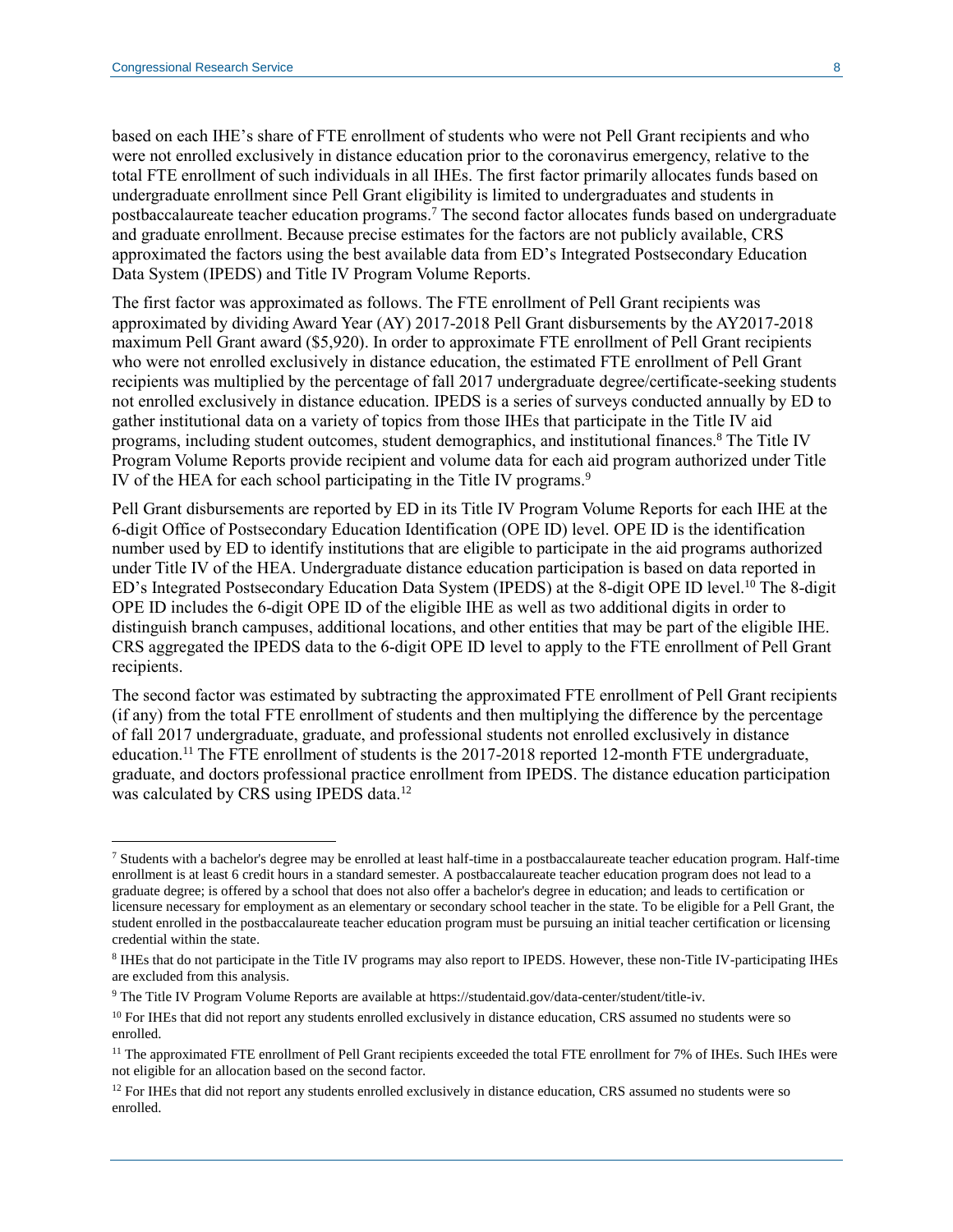based on each IHE's share of FTE enrollment of students who were not Pell Grant recipients and who were not enrolled exclusively in distance education prior to the coronavirus emergency, relative to the total FTE enrollment of such individuals in all IHEs. The first factor primarily allocates funds based on undergraduate enrollment since Pell Grant eligibility is limited to undergraduates and students in postbaccalaureate teacher education programs.[7] The second factor allocates funds based on undergraduate and graduate enrollment. Because precise estimates for the factors are not publicly available, CRS approximated the factors using the best available data from ED's Integrated Postsecondary Education Data System (IPEDS) and Title IV Program Volume Reports.

The first factor was approximated as follows. The FTE enrollment of Pell Grant recipients was approximated by dividing Award Year (AY) 2017-2018 Pell Grant disbursements by the AY2017-2018 maximum Pell Grant award ($5,920). In order to approximate FTE enrollment of Pell Grant recipients who were not enrolled exclusively in distance education, the estimated FTE enrollment of Pell Grant recipients was multiplied by the percentage of fall 2017 undergraduate degree/certificate-seeking students not enrolled exclusively in distance education. IPEDS is a series of surveys conducted annually by ED to gather institutional data on a variety of topics from those IHEs that participate in the Title IV aid programs, including student outcomes, student demographics, and institutional finances.[8] The Title IV Program Volume Reports provide recipient and volume data for each aid program authorized under Title IV of the HEA for each school participating in the Title IV programs.[9]

Pell Grant disbursements are reported by ED in its Title IV Program Volume Reports for each IHE at the 6-digit Office of Postsecondary Education Identification (OPE ID) level. OPE ID is the identification number used by ED to identify institutions that are eligible to participate in the aid programs authorized under Title IV of the HEA. Undergraduate distance education participation is based on data reported in ED's Integrated Postsecondary Education Data System (IPEDS) at the 8-digit OPE ID level.[10] The 8-digit OPE ID includes the 6-digit OPE ID of the eligible IHE as well as two additional digits in order to distinguish branch campuses, additional locations, and other entities that may be part of the eligible IHE. CRS aggregated the IPEDS data to the 6-digit OPE ID level to apply to the FTE enrollment of Pell Grant recipients.

The second factor was estimated by subtracting the approximated FTE enrollment of Pell Grant recipients (if any) from the total FTE enrollment of students and then multiplying the difference by the percentage of fall 2017 undergraduate, graduate, and professional students not enrolled exclusively in distance education.[11] The FTE enrollment of students is the 2017-2018 reported 12-month FTE undergraduate, graduate, and doctors professional practice enrollment from IPEDS. The distance education participation was calculated by CRS using IPEDS data.[12]

---

[7] Students with a bachelor's degree may be enrolled at least half-time in a postbaccalaureate teacher education program. Half-time enrollment is at least 6 credit hours in a standard semester. A postbaccalaureate teacher education program does not lead to a graduate degree; is offered by a school that does not also offer a bachelor's degree in education; and leads to certification or licensure necessary for employment as an elementary or secondary school teacher in the state. To be eligible for a Pell Grant, the student enrolled in the postbaccalaureate teacher education program must be pursuing an initial teacher certification or licensing credential within the state.

[8] IHEs that do not participate in the Title IV programs may also report to IPEDS. However, these non-Title IV-participating IHEs are excluded from this analysis.

[9] The Title IV Program Volume Reports are available at https://studentaid.gov/data-center/student/title-iv.

[10] For IHEs that did not report any students enrolled exclusively in distance education, CRS assumed no students were so enrolled.

[11] The approximated FTE enrollment of Pell Grant recipients exceeded the total FTE enrollment for 7% of IHEs. Such IHEs were not eligible for an allocation based on the second factor.

[12] For IHEs that did not report any students enrolled exclusively in distance education, CRS assumed no students were so enrolled.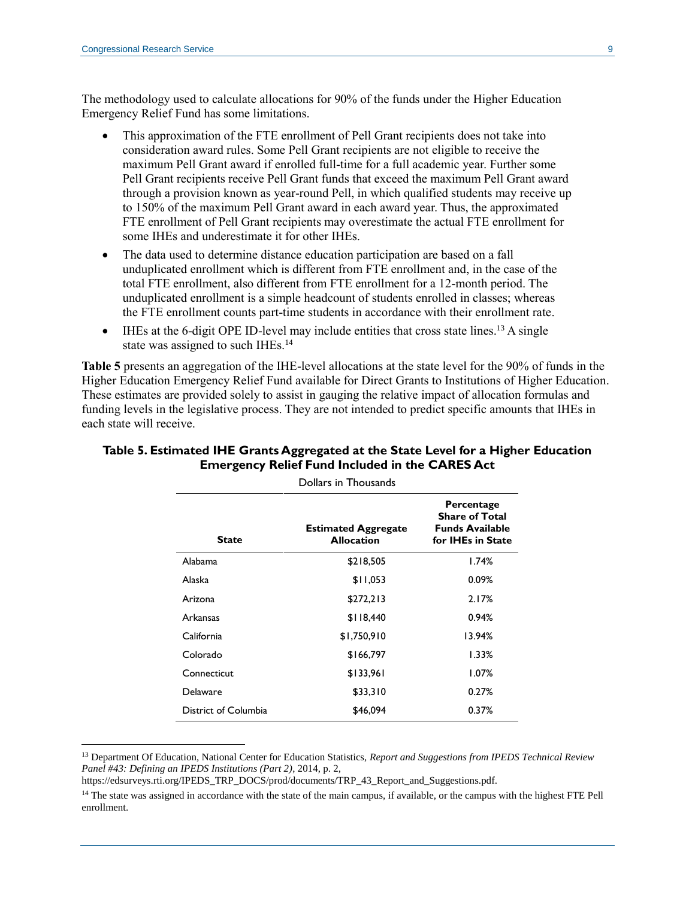The methodology used to calculate allocations for 90% of the funds under the Higher Education Emergency Relief Fund has some limitations.

- This approximation of the FTE enrollment of Pell Grant recipients does not take into consideration award rules. Some Pell Grant recipients are not eligible to receive the maximum Pell Grant award if enrolled full-time for a full academic year. Further some Pell Grant recipients receive Pell Grant funds that exceed the maximum Pell Grant award through a provision known as year-round Pell, in which qualified students may receive up to 150% of the maximum Pell Grant award in each award year. Thus, the approximated FTE enrollment of Pell Grant recipients may overestimate the actual FTE enrollment for some IHEs and underestimate it for other IHEs.
- The data used to determine distance education participation are based on a fall unduplicated enrollment which is different from FTE enrollment and, in the case of the total FTE enrollment, also different from FTE enrollment for a 12-month period. The unduplicated enrollment is a simple headcount of students enrolled in classes; whereas the FTE enrollment counts part-time students in accordance with their enrollment rate.
- IHEs at the 6-digit OPE ID-level may include entities that cross state lines.[13] A single state was assigned to such IHEs.[14]

**Table 5** presents an aggregation of the IHE-level allocations at the state level for the 90% of funds in the Higher Education Emergency Relief Fund available for Direct Grants to Institutions of Higher Education. These estimates are provided solely to assist in gauging the relative impact of allocation formulas and funding levels in the legislative process. They are not intended to predict specific amounts that IHEs in each state will receive.

**Table 5. Estimated IHE Grants Aggregated at the State Level for a Higher Education Emergency Relief Fund Included in the CARES Act**

Dollars in Thousands

| State | Estimated Aggregate Allocation | Percentage Share of Total Funds Available for IHEs in State |
|---|---|---|
| Alabama | $218,505 | 1.74% |
| Alaska | $11,053 | 0.09% |
| Arizona | $272,213 | 2.17% |
| Arkansas | $118,440 | 0.94% |
| California | $1,750,910 | 13.94% |
| Colorado | $166,797 | 1.33% |
| Connecticut | $133,961 | 1.07% |
| Delaware | $33,310 | 0.27% |
| District of Columbia | $46,094 | 0.37% |

[13] Department Of Education, National Center for Education Statistics, *Report and Suggestions from IPEDS Technical Review Panel #43: Defining an IPEDS Institutions (Part 2)*, 2014, p. 2, https://edsurveys.rti.org/IPEDS_TRP_DOCS/prod/documents/TRP_43_Report_and_Suggestions.pdf.

[14] The state was assigned in accordance with the state of the main campus, if available, or the campus with the highest FTE Pell enrollment.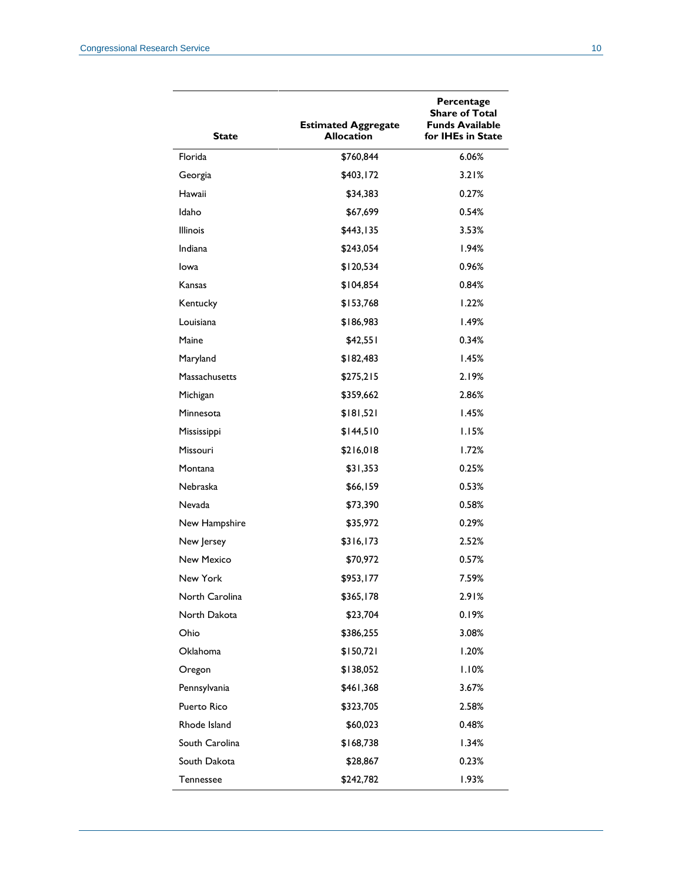| State | Estimated Aggregate Allocation | Percentage Share of Total Funds Available for IHEs in State |
|---|---|---|
| Florida | $760,844 | 6.06% |
| Georgia | $403,172 | 3.21% |
| Hawaii | $34,383 | 0.27% |
| Idaho | $67,699 | 0.54% |
| Illinois | $443,135 | 3.53% |
| Indiana | $243,054 | 1.94% |
| Iowa | $120,534 | 0.96% |
| Kansas | $104,854 | 0.84% |
| Kentucky | $153,768 | 1.22% |
| Louisiana | $186,983 | 1.49% |
| Maine | $42,551 | 0.34% |
| Maryland | $182,483 | 1.45% |
| Massachusetts | $275,215 | 2.19% |
| Michigan | $359,662 | 2.86% |
| Minnesota | $181,521 | 1.45% |
| Mississippi | $144,510 | 1.15% |
| Missouri | $216,018 | 1.72% |
| Montana | $31,353 | 0.25% |
| Nebraska | $66,159 | 0.53% |
| Nevada | $73,390 | 0.58% |
| New Hampshire | $35,972 | 0.29% |
| New Jersey | $316,173 | 2.52% |
| New Mexico | $70,972 | 0.57% |
| New York | $953,177 | 7.59% |
| North Carolina | $365,178 | 2.91% |
| North Dakota | $23,704 | 0.19% |
| Ohio | $386,255 | 3.08% |
| Oklahoma | $150,721 | 1.20% |
| Oregon | $138,052 | 1.10% |
| Pennsylvania | $461,368 | 3.67% |
| Puerto Rico | $323,705 | 2.58% |
| Rhode Island | $60,023 | 0.48% |
| South Carolina | $168,738 | 1.34% |
| South Dakota | $28,867 | 0.23% |
| Tennessee | $242,782 | 1.93% |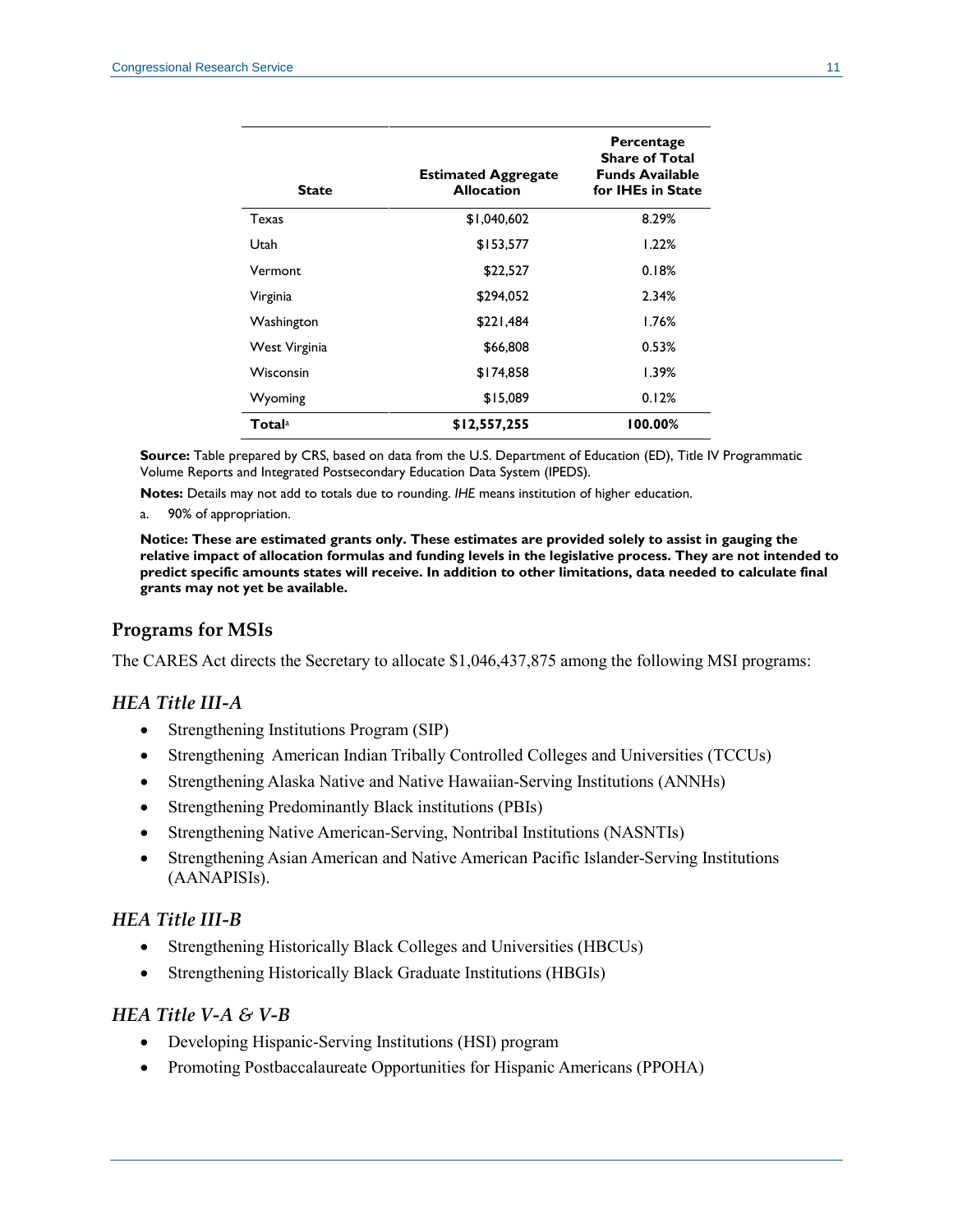| State | Estimated Aggregate Allocation | Percentage Share of Total Funds Available for IHEs in State |
|---|---|---|
| Texas | $1,040,602 | 8.29% |
| Utah | $153,577 | 1.22% |
| Vermont | $22,527 | 0.18% |
| Virginia | $294,052 | 2.34% |
| Washington | $221,484 | 1.76% |
| West Virginia | $66,808 | 0.53% |
| Wisconsin | $174,858 | 1.39% |
| Wyoming | $15,089 | 0.12% |
| **Total**[a] | **$12,557,255** | **100.00%** |

**Source:** Table prepared by CRS, based on data from the U.S. Department of Education (ED), Title IV Programmatic Volume Reports and Integrated Postsecondary Education Data System (IPEDS).

**Notes:** Details may not add to totals due to rounding. *IHE* means institution of higher education.

a. 90% of appropriation.

**Notice: These are estimated grants only. These estimates are provided solely to assist in gauging the relative impact of allocation formulas and funding levels in the legislative process. They are not intended to predict specific amounts states will receive. In addition to other limitations, data needed to calculate final grants may not yet be available.**

## Programs for MSIs

The CARES Act directs the Secretary to allocate $1,046,437,875 among the following MSI programs:

### *HEA Title III-A*

- Strengthening Institutions Program (SIP)
- Strengthening American Indian Tribally Controlled Colleges and Universities (TCCUs)
- Strengthening Alaska Native and Native Hawaiian-Serving Institutions (ANNHs)
- Strengthening Predominantly Black institutions (PBIs)
- Strengthening Native American-Serving, Nontribal Institutions (NASNTIs)
- Strengthening Asian American and Native American Pacific Islander-Serving Institutions (AANAPISIs).

### *HEA Title III-B*

- Strengthening Historically Black Colleges and Universities (HBCUs)
- Strengthening Historically Black Graduate Institutions (HBGIs)

### *HEA Title V-A & V-B*

- Developing Hispanic-Serving Institutions (HSI) program
- Promoting Postbaccalaureate Opportunities for Hispanic Americans (PPOHA)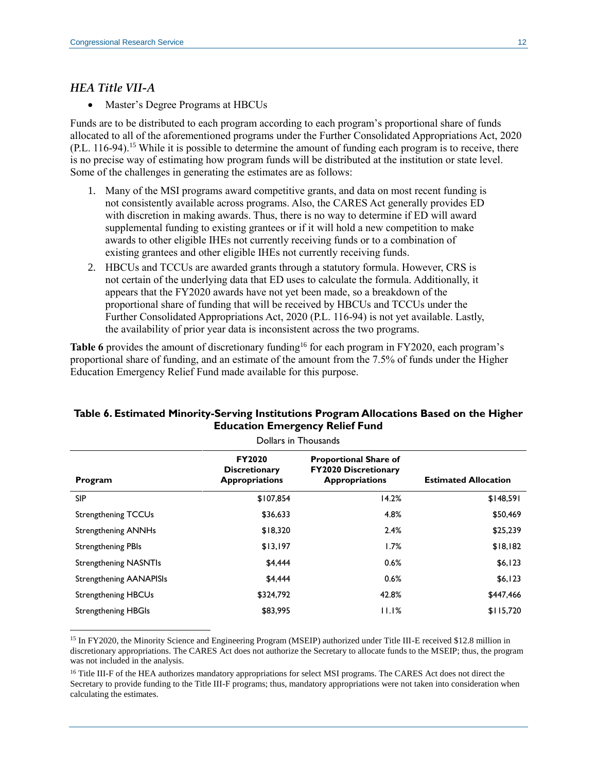### *HEA Title VII-A*

- Master's Degree Programs at HBCUs

Funds are to be distributed to each program according to each program's proportional share of funds allocated to all of the aforementioned programs under the Further Consolidated Appropriations Act, 2020 (P.L. 116-94).[15] While it is possible to determine the amount of funding each program is to receive, there is no precise way of estimating how program funds will be distributed at the institution or state level. Some of the challenges in generating the estimates are as follows:

1. Many of the MSI programs award competitive grants, and data on most recent funding is not consistently available across programs. Also, the CARES Act generally provides ED with discretion in making awards. Thus, there is no way to determine if ED will award supplemental funding to existing grantees or if it will hold a new competition to make awards to other eligible IHEs not currently receiving funds or to a combination of existing grantees and other eligible IHEs not currently receiving funds.
2. HBCUs and TCCUs are awarded grants through a statutory formula. However, CRS is not certain of the underlying data that ED uses to calculate the formula. Additionally, it appears that the FY2020 awards have not yet been made, so a breakdown of the proportional share of funding that will be received by HBCUs and TCCUs under the Further Consolidated Appropriations Act, 2020 (P.L. 116-94) is not yet available. Lastly, the availability of prior year data is inconsistent across the two programs.

**Table 6** provides the amount of discretionary funding[16] for each program in FY2020, each program's proportional share of funding, and an estimate of the amount from the 7.5% of funds under the Higher Education Emergency Relief Fund made available for this purpose.

**Table 6. Estimated Minority-Serving Institutions Program Allocations Based on the Higher Education Emergency Relief Fund**

Dollars in Thousands

| Program | FY2020 Discretionary Appropriations | Proportional Share of FY2020 Discretionary Appropriations | Estimated Allocation |
|---|---|---|---|
| SIP | $107,854 | 14.2% | $148,591 |
| Strengthening TCCUs | $36,633 | 4.8% | $50,469 |
| Strengthening ANNHs | $18,320 | 2.4% | $25,239 |
| Strengthening PBIs | $13,197 | 1.7% | $18,182 |
| Strengthening NASNTIs | $4,444 | 0.6% | $6,123 |
| Strengthening AANAPISIs | $4,444 | 0.6% | $6,123 |
| Strengthening HBCUs | $324,792 | 42.8% | $447,466 |
| Strengthening HBGIs | $83,995 | 11.1% | $115,720 |

[15] In FY2020, the Minority Science and Engineering Program (MSEIP) authorized under Title III-E received $12.8 million in discretionary appropriations. The CARES Act does not authorize the Secretary to allocate funds to the MSEIP; thus, the program was not included in the analysis.

[16] Title III-F of the HEA authorizes mandatory appropriations for select MSI programs. The CARES Act does not direct the Secretary to provide funding to the Title III-F programs; thus, mandatory appropriations were not taken into consideration when calculating the estimates.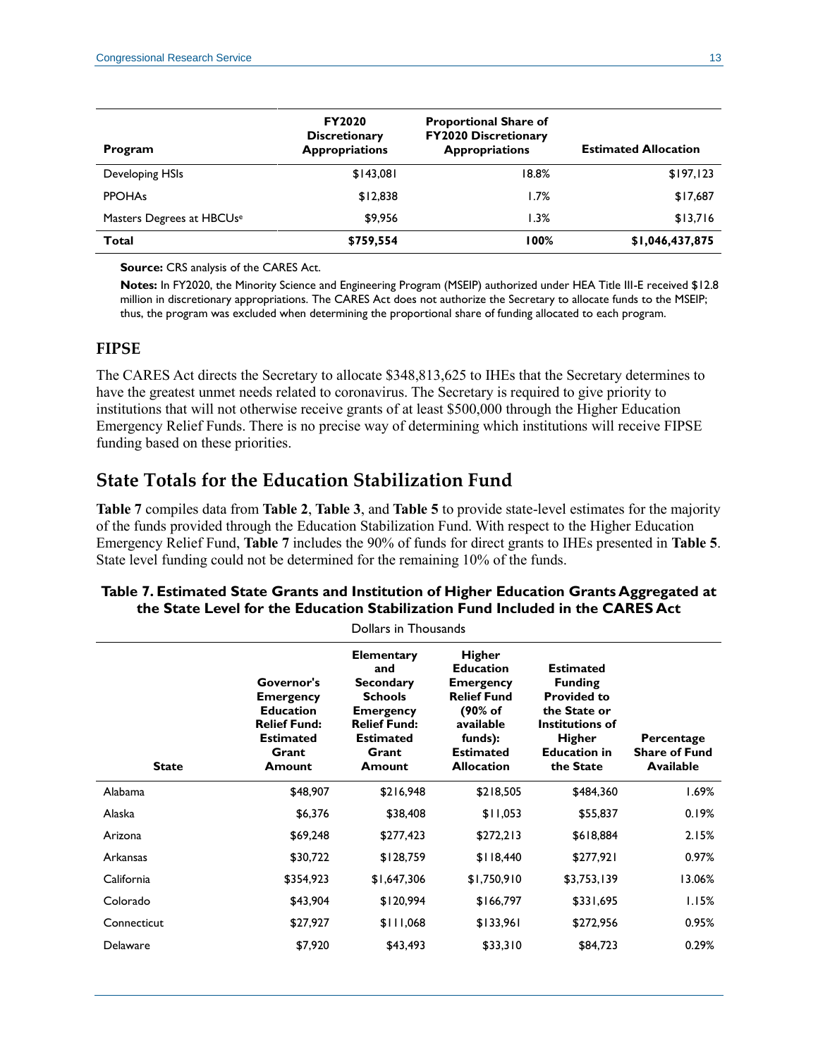| Program | FY2020 Discretionary Appropriations | Proportional Share of FY2020 Discretionary Appropriations | Estimated Allocation |
|---|---|---|---|
| Developing HSIs | $143,081 | 18.8% | $197,123 |
| PPOHAs | $12,838 | 1.7% | $17,687 |
| Masters Degrees at HBCUs[e] | $9,956 | 1.3% | $13,716 |
| **Total** | **$759,554** | **100%** | **$1,046,437,875** |

**Source:** CRS analysis of the CARES Act.

**Notes:** In FY2020, the Minority Science and Engineering Program (MSEIP) authorized under HEA Title III-E received $12.8 million in discretionary appropriations. The CARES Act does not authorize the Secretary to allocate funds to the MSEIP; thus, the program was excluded when determining the proportional share of funding allocated to each program.

### FIPSE

The CARES Act directs the Secretary to allocate $348,813,625 to IHEs that the Secretary determines to have the greatest unmet needs related to coronavirus. The Secretary is required to give priority to institutions that will not otherwise receive grants of at least $500,000 through the Higher Education Emergency Relief Funds. There is no precise way of determining which institutions will receive FIPSE funding based on these priorities.

## State Totals for the Education Stabilization Fund

**Table 7** compiles data from **Table 2**, **Table 3**, and **Table 5** to provide state-level estimates for the majority of the funds provided through the Education Stabilization Fund. With respect to the Higher Education Emergency Relief Fund, **Table 7** includes the 90% of funds for direct grants to IHEs presented in **Table 5**. State level funding could not be determined for the remaining 10% of the funds.

**Table 7. Estimated State Grants and Institution of Higher Education Grants Aggregated at the State Level for the Education Stabilization Fund Included in the CARES Act**

Dollars in Thousands

| State | Governor's Emergency Education Relief Fund: Estimated Grant Amount | Elementary and Secondary Schools Emergency Relief Fund: Estimated Grant Amount | Higher Education Emergency Relief Fund (90% of available funds): Estimated Allocation | Estimated Funding Provided to the State or Institutions of Higher Education in the State | Percentage Share of Fund Available |
|---|---|---|---|---|---|
| Alabama | $48,907 | $216,948 | $218,505 | $484,360 | 1.69% |
| Alaska | $6,376 | $38,408 | $11,053 | $55,837 | 0.19% |
| Arizona | $69,248 | $277,423 | $272,213 | $618,884 | 2.15% |
| Arkansas | $30,722 | $128,759 | $118,440 | $277,921 | 0.97% |
| California | $354,923 | $1,647,306 | $1,750,910 | $3,753,139 | 13.06% |
| Colorado | $43,904 | $120,994 | $166,797 | $331,695 | 1.15% |
| Connecticut | $27,927 | $111,068 | $133,961 | $272,956 | 0.95% |
| Delaware | $7,920 | $43,493 | $33,310 | $84,723 | 0.29% |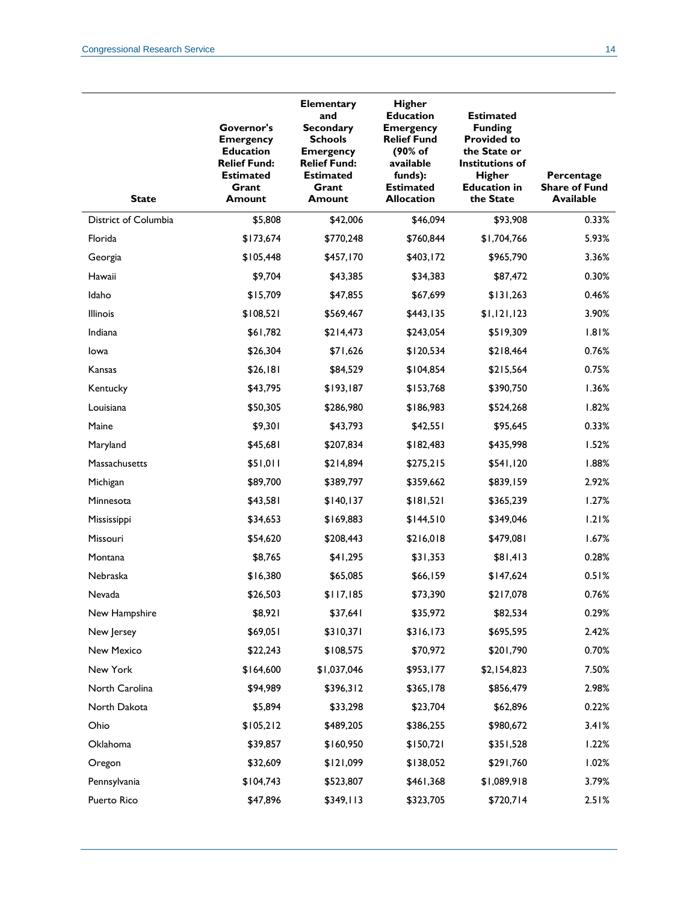| State | Governor's Emergency Education Relief Fund: Estimated Grant Amount | Elementary and Secondary Schools Emergency Relief Fund: Estimated Grant Amount | Higher Education Emergency Relief Fund (90% of available funds): Estimated Allocation | Estimated Funding Provided to the State or Institutions of Higher Education in the State | Percentage Share of Fund Available |
|---|---|---|---|---|---|
| District of Columbia | $5,808 | $42,006 | $46,094 | $93,908 | 0.33% |
| Florida | $173,674 | $770,248 | $760,844 | $1,704,766 | 5.93% |
| Georgia | $105,448 | $457,170 | $403,172 | $965,790 | 3.36% |
| Hawaii | $9,704 | $43,385 | $34,383 | $87,472 | 0.30% |
| Idaho | $15,709 | $47,855 | $67,699 | $131,263 | 0.46% |
| Illinois | $108,521 | $569,467 | $443,135 | $1,121,123 | 3.90% |
| Indiana | $61,782 | $214,473 | $243,054 | $519,309 | 1.81% |
| Iowa | $26,304 | $71,626 | $120,534 | $218,464 | 0.76% |
| Kansas | $26,181 | $84,529 | $104,854 | $215,564 | 0.75% |
| Kentucky | $43,795 | $193,187 | $153,768 | $390,750 | 1.36% |
| Louisiana | $50,305 | $286,980 | $186,983 | $524,268 | 1.82% |
| Maine | $9,301 | $43,793 | $42,551 | $95,645 | 0.33% |
| Maryland | $45,681 | $207,834 | $182,483 | $435,998 | 1.52% |
| Massachusetts | $51,011 | $214,894 | $275,215 | $541,120 | 1.88% |
| Michigan | $89,700 | $389,797 | $359,662 | $839,159 | 2.92% |
| Minnesota | $43,581 | $140,137 | $181,521 | $365,239 | 1.27% |
| Mississippi | $34,653 | $169,883 | $144,510 | $349,046 | 1.21% |
| Missouri | $54,620 | $208,443 | $216,018 | $479,081 | 1.67% |
| Montana | $8,765 | $41,295 | $31,353 | $81,413 | 0.28% |
| Nebraska | $16,380 | $65,085 | $66,159 | $147,624 | 0.51% |
| Nevada | $26,503 | $117,185 | $73,390 | $217,078 | 0.76% |
| New Hampshire | $8,921 | $37,641 | $35,972 | $82,534 | 0.29% |
| New Jersey | $69,051 | $310,371 | $316,173 | $695,595 | 2.42% |
| New Mexico | $22,243 | $108,575 | $70,972 | $201,790 | 0.70% |
| New York | $164,600 | $1,037,046 | $953,177 | $2,154,823 | 7.50% |
| North Carolina | $94,989 | $396,312 | $365,178 | $856,479 | 2.98% |
| North Dakota | $5,894 | $33,298 | $23,704 | $62,896 | 0.22% |
| Ohio | $105,212 | $489,205 | $386,255 | $980,672 | 3.41% |
| Oklahoma | $39,857 | $160,950 | $150,721 | $351,528 | 1.22% |
| Oregon | $32,609 | $121,099 | $138,052 | $291,760 | 1.02% |
| Pennsylvania | $104,743 | $523,807 | $461,368 | $1,089,918 | 3.79% |
| Puerto Rico | $47,896 | $349,113 | $323,705 | $720,714 | 2.51% |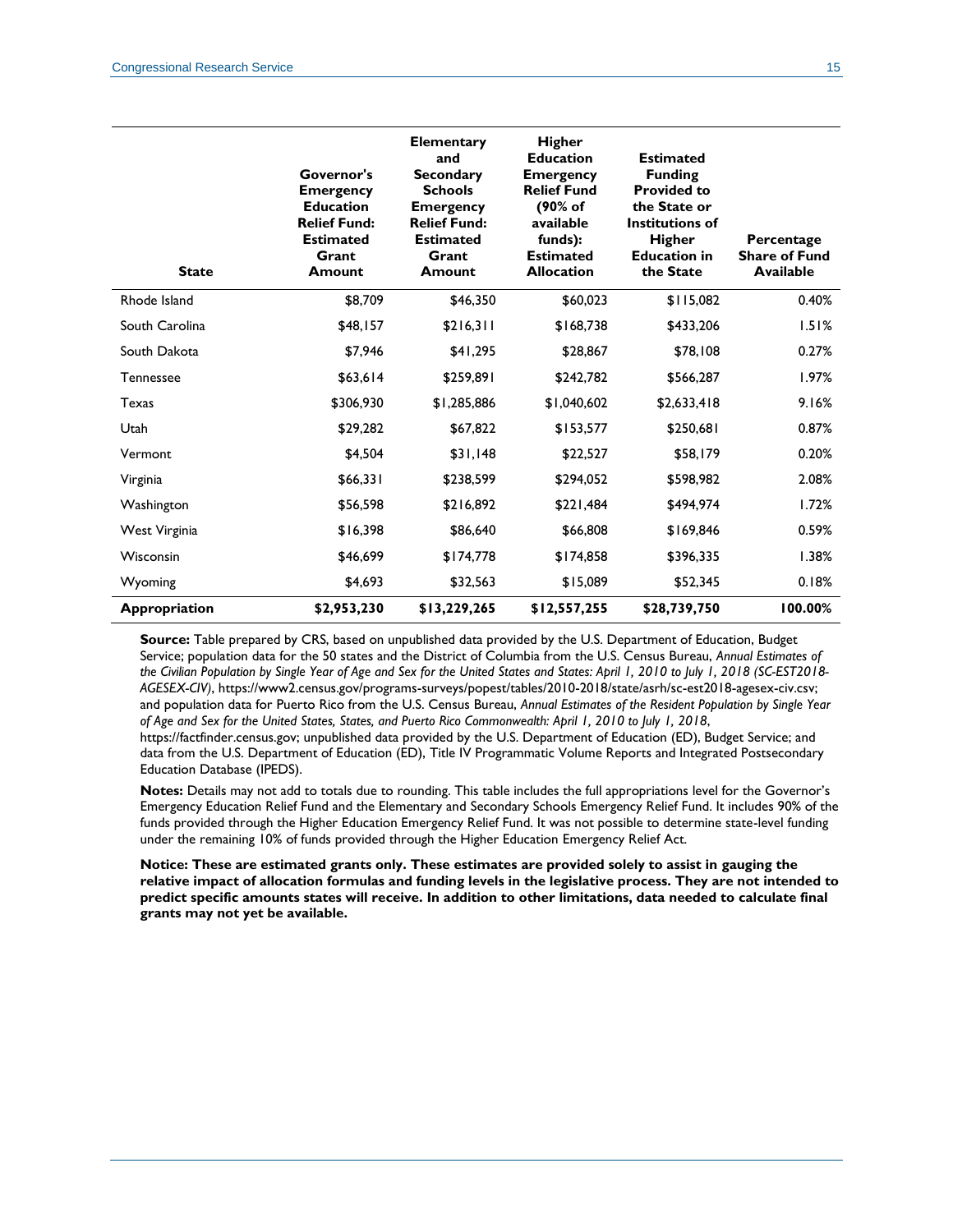| State | Governor's Emergency Education Relief Fund: Estimated Grant Amount | Elementary and Secondary Schools Emergency Relief Fund: Estimated Grant Amount | Higher Education Emergency Relief Fund (90% of available funds): Estimated Allocation | Estimated Funding Provided to the State or Institutions of Higher Education in the State | Percentage Share of Fund Available |
|---|---|---|---|---|---|
| Rhode Island | $8,709 | $46,350 | $60,023 | $115,082 | 0.40% |
| South Carolina | $48,157 | $216,311 | $168,738 | $433,206 | 1.51% |
| South Dakota | $7,946 | $41,295 | $28,867 | $78,108 | 0.27% |
| Tennessee | $63,614 | $259,891 | $242,782 | $566,287 | 1.97% |
| Texas | $306,930 | $1,285,886 | $1,040,602 | $2,633,418 | 9.16% |
| Utah | $29,282 | $67,822 | $153,577 | $250,681 | 0.87% |
| Vermont | $4,504 | $31,148 | $22,527 | $58,179 | 0.20% |
| Virginia | $66,331 | $238,599 | $294,052 | $598,982 | 2.08% |
| Washington | $56,598 | $216,892 | $221,484 | $494,974 | 1.72% |
| West Virginia | $16,398 | $86,640 | $66,808 | $169,846 | 0.59% |
| Wisconsin | $46,699 | $174,778 | $174,858 | $396,335 | 1.38% |
| Wyoming | $4,693 | $32,563 | $15,089 | $52,345 | 0.18% |
| **Appropriation** | **$2,953,230** | **$13,229,265** | **$12,557,255** | **$28,739,750** | **100.00%** |

**Source:** Table prepared by CRS, based on unpublished data provided by the U.S. Department of Education, Budget Service; population data for the 50 states and the District of Columbia from the U.S. Census Bureau, *Annual Estimates of the Civilian Population by Single Year of Age and Sex for the United States and States: April 1, 2010 to July 1, 2018 (SC-EST2018-AGESEX-CIV)*, https://www2.census.gov/programs-surveys/popest/tables/2010-2018/state/asrh/sc-est2018-agesex-civ.csv; and population data for Puerto Rico from the U.S. Census Bureau, *Annual Estimates of the Resident Population by Single Year of Age and Sex for the United States, States, and Puerto Rico Commonwealth: April 1, 2010 to July 1, 2018*, https://factfinder.census.gov; unpublished data provided by the U.S. Department of Education (ED), Budget Service; and data from the U.S. Department of Education (ED), Title IV Programmatic Volume Reports and Integrated Postsecondary Education Database (IPEDS).

**Notes:** Details may not add to totals due to rounding. This table includes the full appropriations level for the Governor's Emergency Education Relief Fund and the Elementary and Secondary Schools Emergency Relief Fund. It includes 90% of the funds provided through the Higher Education Emergency Relief Fund. It was not possible to determine state-level funding under the remaining 10% of funds provided through the Higher Education Emergency Relief Act.

**Notice: These are estimated grants only. These estimates are provided solely to assist in gauging the relative impact of allocation formulas and funding levels in the legislative process. They are not intended to predict specific amounts states will receive. In addition to other limitations, data needed to calculate final grants may not yet be available.**